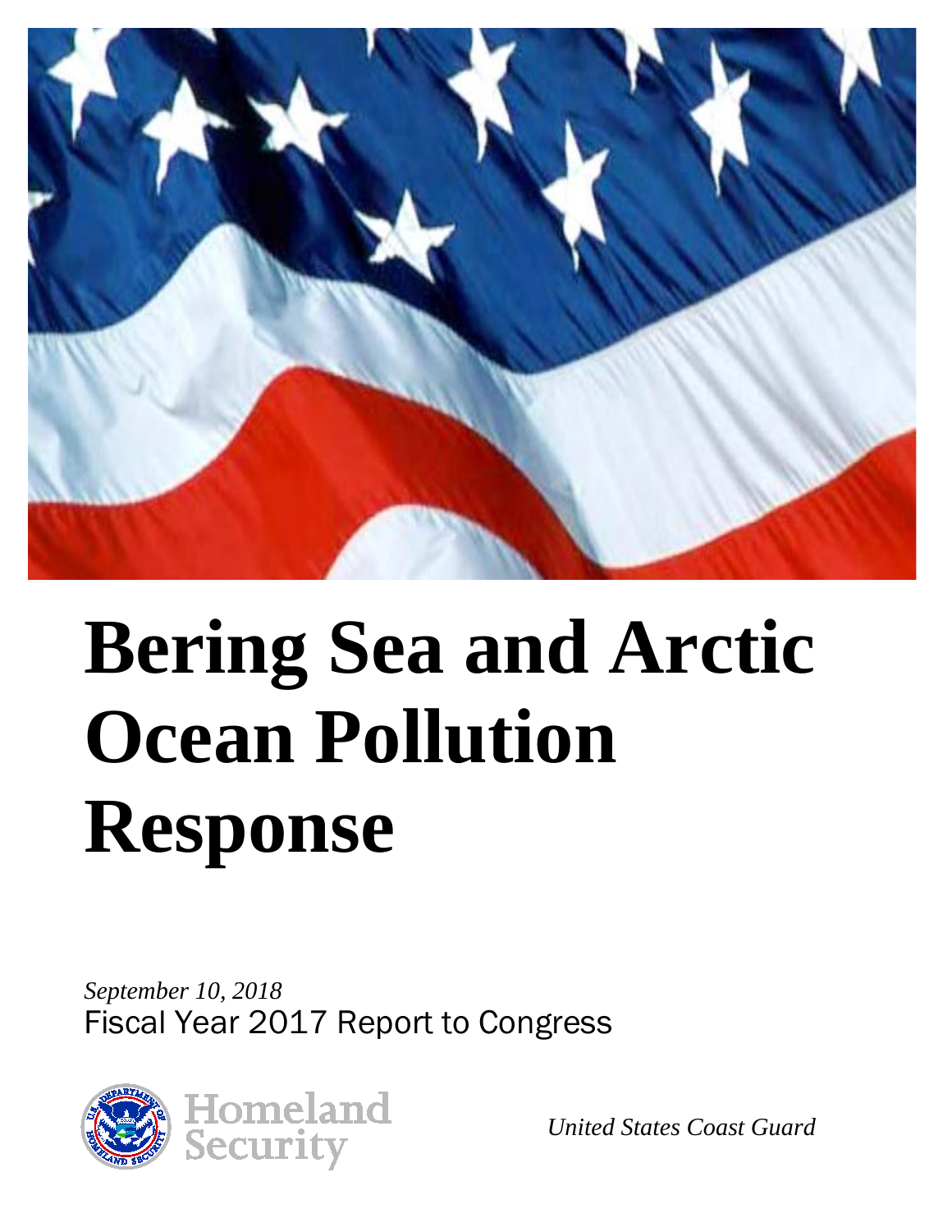# Bering Sea and Arctic Ocean Pollution Response

*September 10, 2018*
Fiscal Year 2017 Report to Congress

Homeland Security

*United States Coast Guard*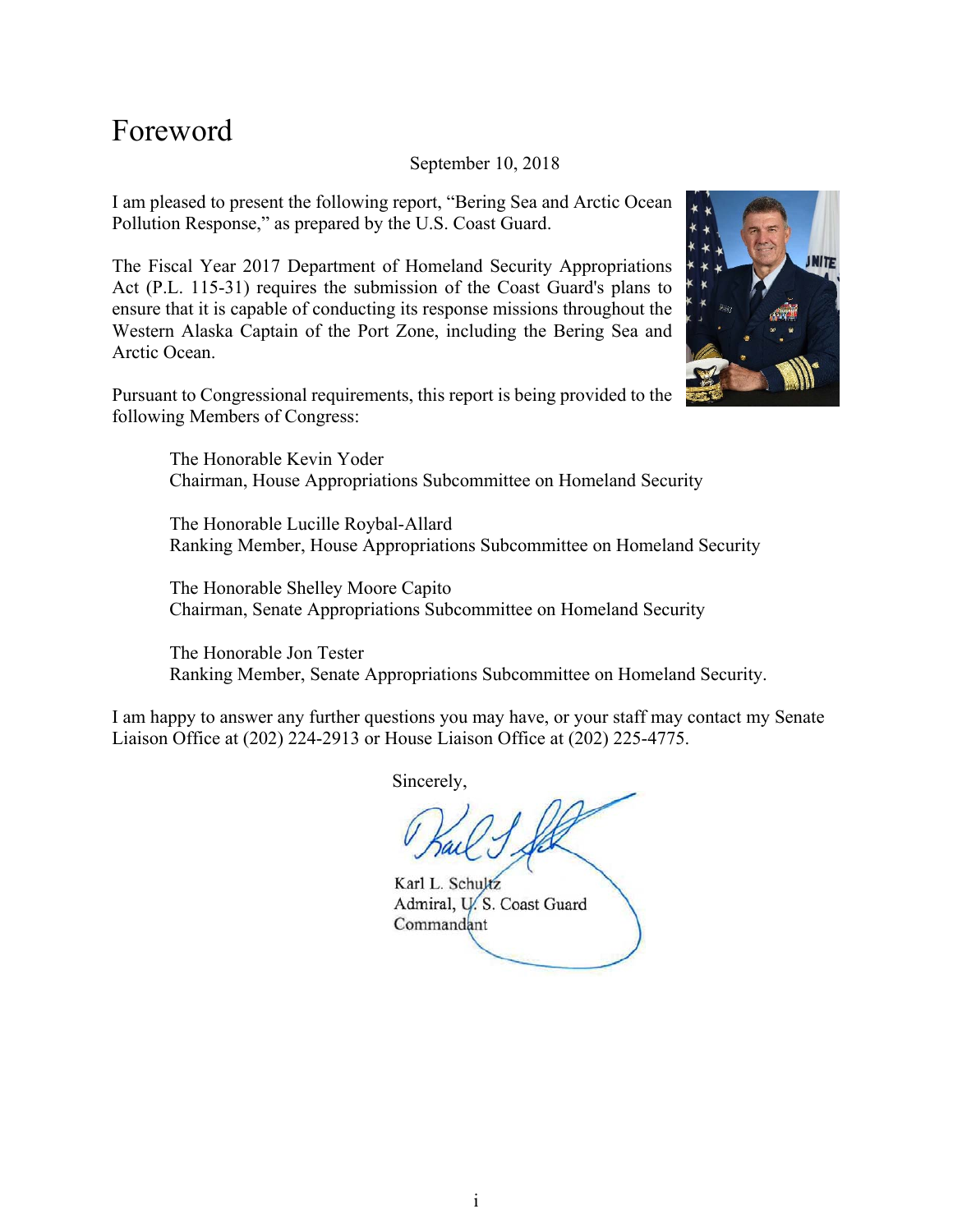# Foreword

September 10, 2018

I am pleased to present the following report, "Bering Sea and Arctic Ocean Pollution Response," as prepared by the U.S. Coast Guard.

The Fiscal Year 2017 Department of Homeland Security Appropriations Act (P.L. 115-31) requires the submission of the Coast Guard's plans to ensure that it is capable of conducting its response missions throughout the Western Alaska Captain of the Port Zone, including the Bering Sea and Arctic Ocean.

Pursuant to Congressional requirements, this report is being provided to the following Members of Congress:

The Honorable Kevin Yoder
Chairman, House Appropriations Subcommittee on Homeland Security

The Honorable Lucille Roybal-Allard
Ranking Member, House Appropriations Subcommittee on Homeland Security

The Honorable Shelley Moore Capito
Chairman, Senate Appropriations Subcommittee on Homeland Security

The Honorable Jon Tester
Ranking Member, Senate Appropriations Subcommittee on Homeland Security.

I am happy to answer any further questions you may have, or your staff may contact my Senate Liaison Office at (202) 224-2913 or House Liaison Office at (202) 225-4775.

Sincerely,

Karl L. Schultz
Admiral, U. S. Coast Guard
Commandant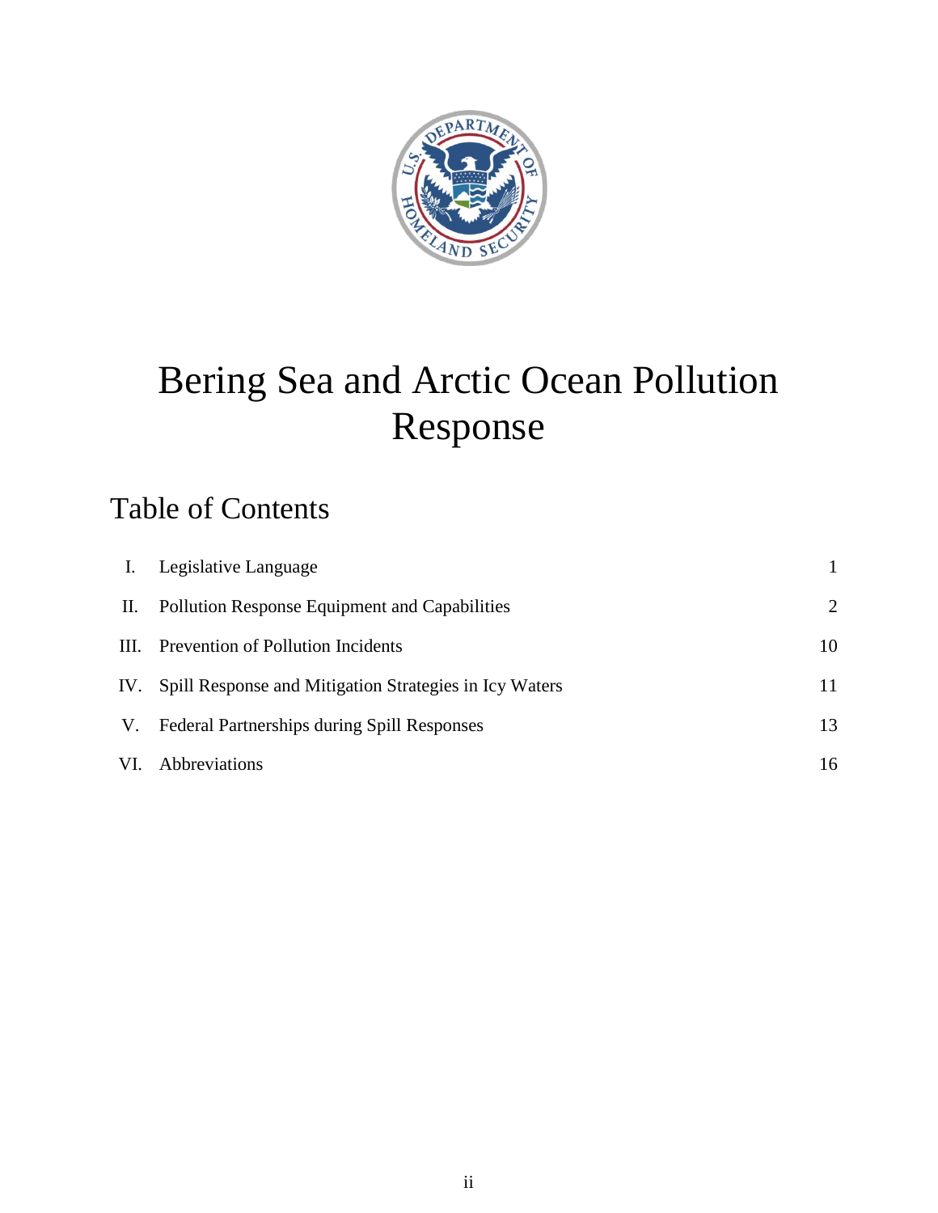# Bering Sea and Arctic Ocean Pollution Response

## Table of Contents

| | | |
|---|---|---|
| I. | Legislative Language | 1 |
| II. | Pollution Response Equipment and Capabilities | 2 |
| III. | Prevention of Pollution Incidents | 10 |
| IV. | Spill Response and Mitigation Strategies in Icy Waters | 11 |
| V. | Federal Partnerships during Spill Responses | 13 |
| VI. | Abbreviations | 16 |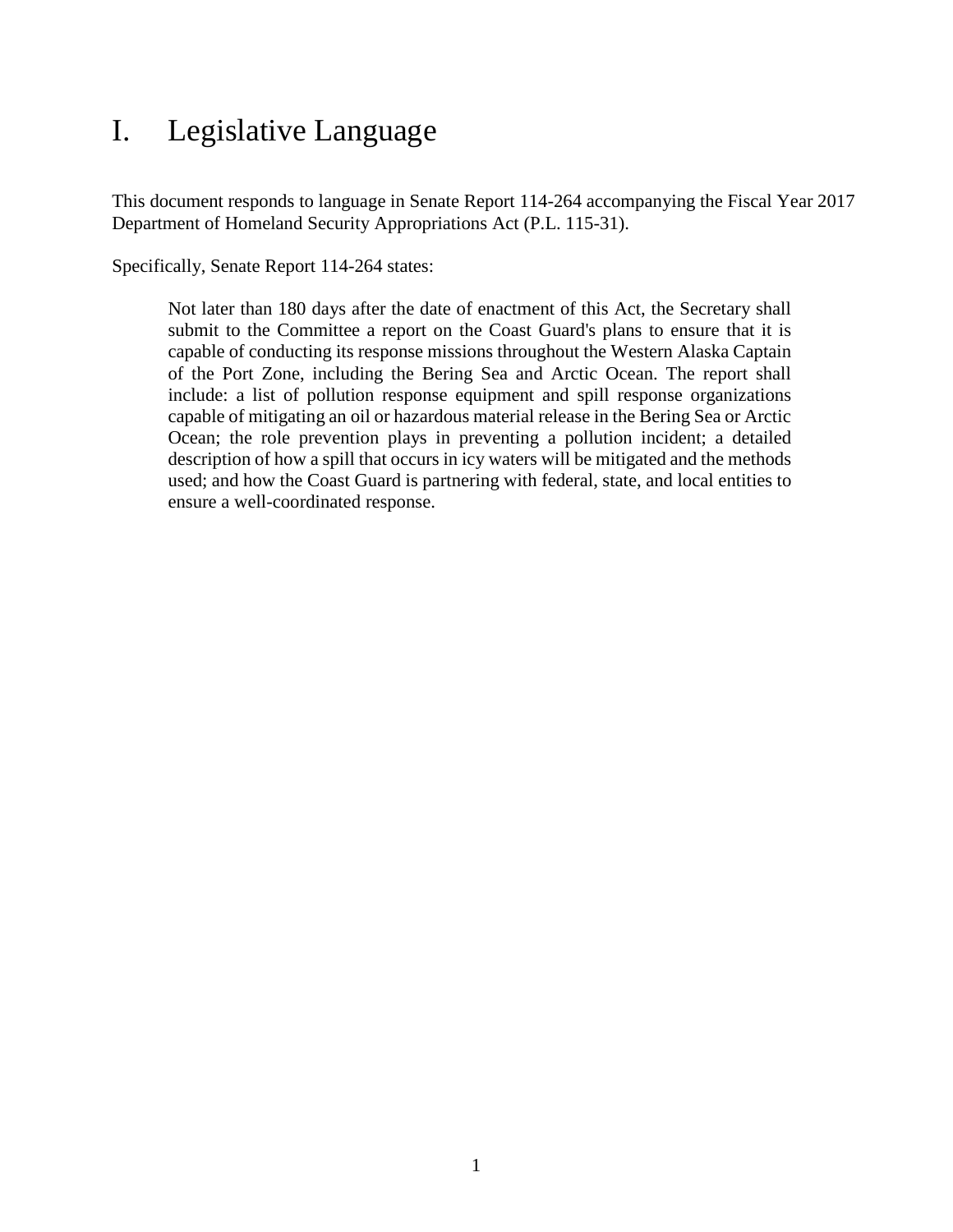# I. Legislative Language

This document responds to language in Senate Report 114-264 accompanying the Fiscal Year 2017 Department of Homeland Security Appropriations Act (P.L. 115-31).

Specifically, Senate Report 114-264 states:

> Not later than 180 days after the date of enactment of this Act, the Secretary shall submit to the Committee a report on the Coast Guard's plans to ensure that it is capable of conducting its response missions throughout the Western Alaska Captain of the Port Zone, including the Bering Sea and Arctic Ocean. The report shall include: a list of pollution response equipment and spill response organizations capable of mitigating an oil or hazardous material release in the Bering Sea or Arctic Ocean; the role prevention plays in preventing a pollution incident; a detailed description of how a spill that occurs in icy waters will be mitigated and the methods used; and how the Coast Guard is partnering with federal, state, and local entities to ensure a well-coordinated response.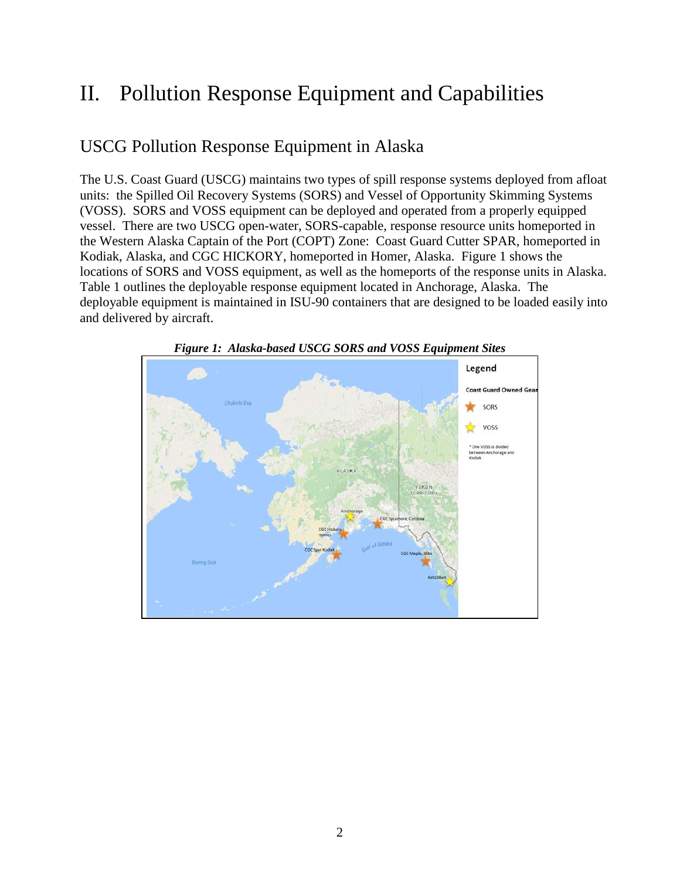# II. Pollution Response Equipment and Capabilities

## USCG Pollution Response Equipment in Alaska

The U.S. Coast Guard (USCG) maintains two types of spill response systems deployed from afloat units: the Spilled Oil Recovery Systems (SORS) and Vessel of Opportunity Skimming Systems (VOSS). SORS and VOSS equipment can be deployed and operated from a properly equipped vessel. There are two USCG open-water, SORS-capable, response resource units homeported in the Western Alaska Captain of the Port (COPT) Zone: Coast Guard Cutter SPAR, homeported in Kodiak, Alaska, and CGC HICKORY, homeported in Homer, Alaska. Figure 1 shows the locations of SORS and VOSS equipment, as well as the homeports of the response units in Alaska. Table 1 outlines the deployable response equipment located in Anchorage, Alaska. The deployable equipment is maintained in ISU-90 containers that are designed to be loaded easily into and delivered by aircraft.

***Figure 1: Alaska-based USCG SORS and VOSS Equipment Sites***

Legend

Coast Guard Owned Gear

SORS

VOSS

* One VOSS is divided between Anchorage and Kodiak

Chukchi Sea

ALASKA

YUKON TERRITORY

Anchorage

CGC Sycamore, Cordova

CGC Hickory, Homer

CGC Spar Kodiak

Gulf of Alaska

CGC Maple, Sitka

Ketchikan

Bering Sea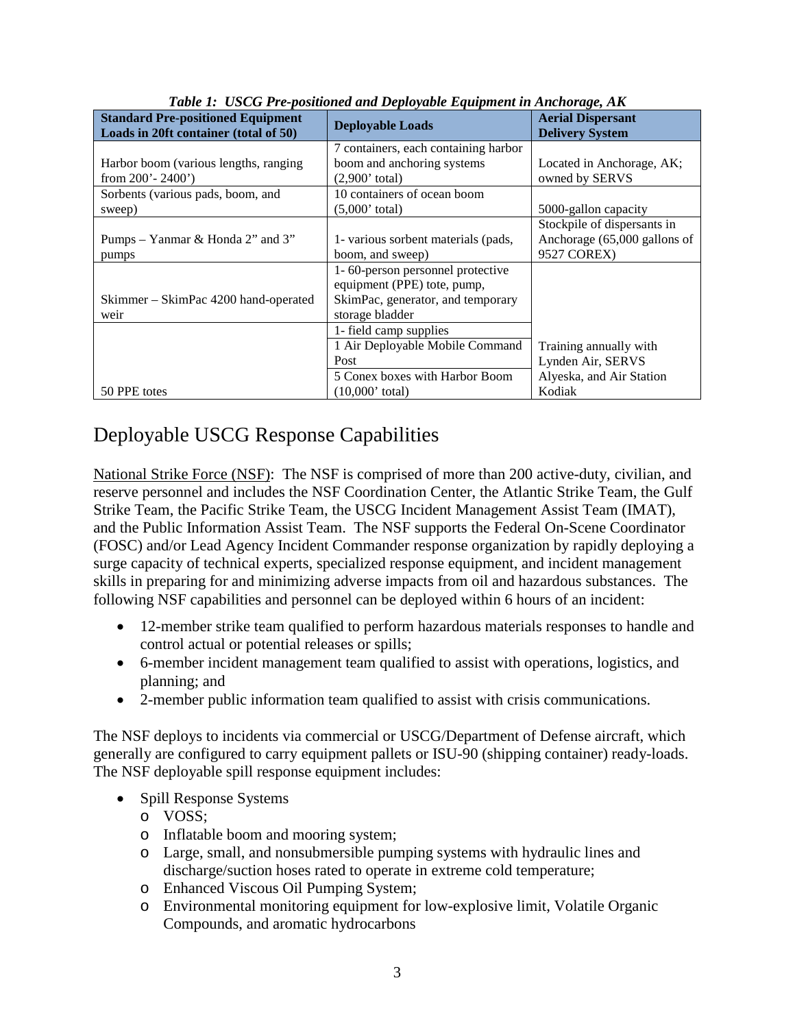*Table 1: USCG Pre-positioned and Deployable Equipment in Anchorage, AK*

| Standard Pre-positioned Equipment Loads in 20ft container (total of 50) | Deployable Loads | Aerial Dispersant Delivery System |
|---|---|---|
| Harbor boom (various lengths, ranging from 200'- 2400') | 7 containers, each containing harbor boom and anchoring systems (2,900' total) | Located in Anchorage, AK; owned by SERVS |
| Sorbents (various pads, boom, and sweep) | 10 containers of ocean boom (5,000' total) | 5000-gallon capacity |
| Pumps – Yanmar & Honda 2" and 3" pumps | 1- various sorbent materials (pads, boom, and sweep) | Stockpile of dispersants in Anchorage (65,000 gallons of 9527 COREX) |
| Skimmer – SkimPac 4200 hand-operated weir | 1- 60-person personnel protective equipment (PPE) tote, pump, SkimPac, generator, and temporary storage bladder | |
| 50 PPE totes | 1- field camp supplies<br>1 Air Deployable Mobile Command Post<br>5 Conex boxes with Harbor Boom (10,000' total) | Training annually with Lynden Air, SERVS Alyeska, and Air Station Kodiak |

## Deployable USCG Response Capabilities

National Strike Force (NSF): The NSF is comprised of more than 200 active-duty, civilian, and reserve personnel and includes the NSF Coordination Center, the Atlantic Strike Team, the Gulf Strike Team, the Pacific Strike Team, the USCG Incident Management Assist Team (IMAT), and the Public Information Assist Team. The NSF supports the Federal On-Scene Coordinator (FOSC) and/or Lead Agency Incident Commander response organization by rapidly deploying a surge capacity of technical experts, specialized response equipment, and incident management skills in preparing for and minimizing adverse impacts from oil and hazardous substances. The following NSF capabilities and personnel can be deployed within 6 hours of an incident:

- 12-member strike team qualified to perform hazardous materials responses to handle and control actual or potential releases or spills;
- 6-member incident management team qualified to assist with operations, logistics, and planning; and
- 2-member public information team qualified to assist with crisis communications.

The NSF deploys to incidents via commercial or USCG/Department of Defense aircraft, which generally are configured to carry equipment pallets or ISU-90 (shipping container) ready-loads. The NSF deployable spill response equipment includes:

- Spill Response Systems
  - VOSS;
  - Inflatable boom and mooring system;
  - Large, small, and nonsubmersible pumping systems with hydraulic lines and discharge/suction hoses rated to operate in extreme cold temperature;
  - Enhanced Viscous Oil Pumping System;
  - Environmental monitoring equipment for low-explosive limit, Volatile Organic Compounds, and aromatic hydrocarbons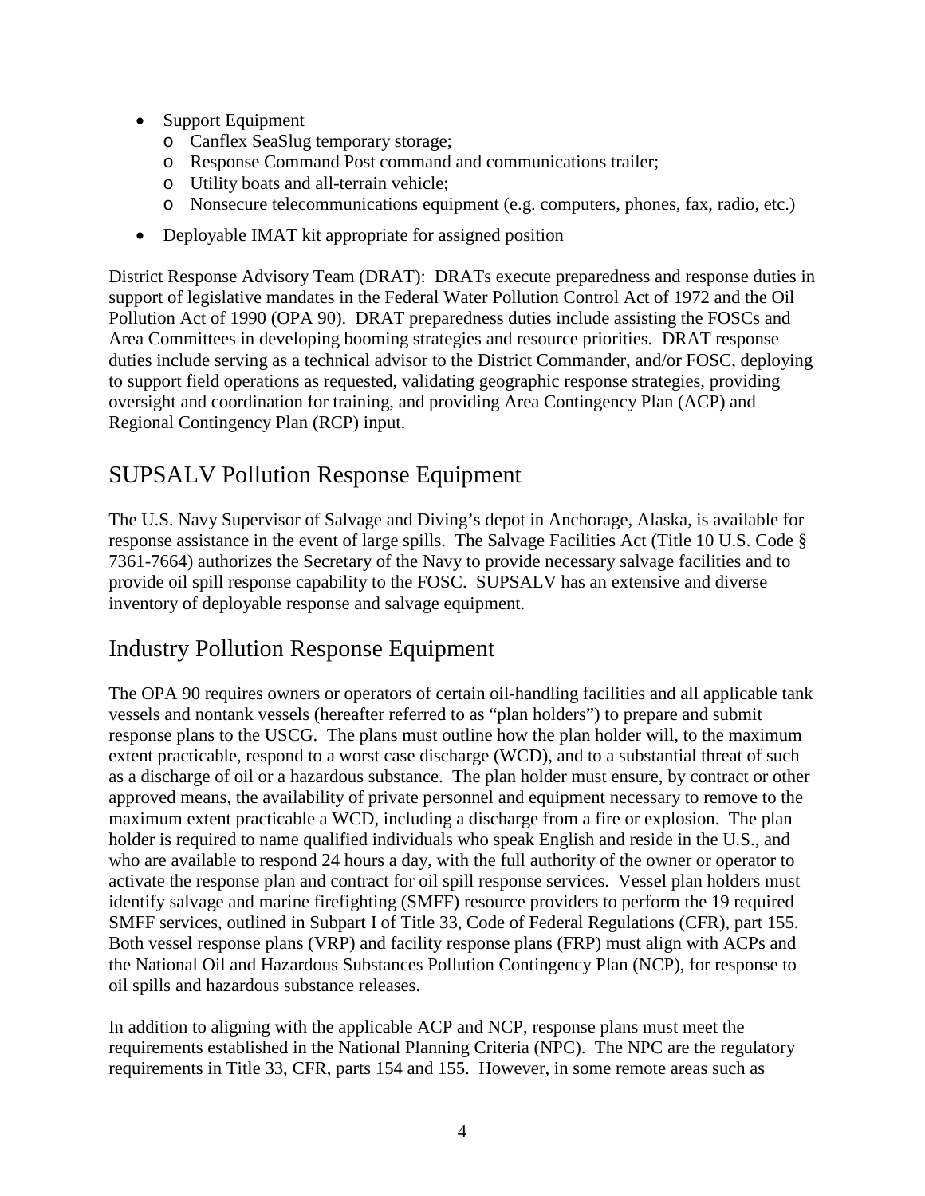- Support Equipment
    - Canflex SeaSlug temporary storage;
    - Response Command Post command and communications trailer;
    - Utility boats and all-terrain vehicle;
    - Nonsecure telecommunications equipment (e.g. computers, phones, fax, radio, etc.)
- Deployable IMAT kit appropriate for assigned position

District Response Advisory Team (DRAT): DRATs execute preparedness and response duties in support of legislative mandates in the Federal Water Pollution Control Act of 1972 and the Oil Pollution Act of 1990 (OPA 90). DRAT preparedness duties include assisting the FOSCs and Area Committees in developing booming strategies and resource priorities. DRAT response duties include serving as a technical advisor to the District Commander, and/or FOSC, deploying to support field operations as requested, validating geographic response strategies, providing oversight and coordination for training, and providing Area Contingency Plan (ACP) and Regional Contingency Plan (RCP) input.

## SUPSALV Pollution Response Equipment

The U.S. Navy Supervisor of Salvage and Diving's depot in Anchorage, Alaska, is available for response assistance in the event of large spills. The Salvage Facilities Act (Title 10 U.S. Code § 7361-7664) authorizes the Secretary of the Navy to provide necessary salvage facilities and to provide oil spill response capability to the FOSC. SUPSALV has an extensive and diverse inventory of deployable response and salvage equipment.

## Industry Pollution Response Equipment

The OPA 90 requires owners or operators of certain oil-handling facilities and all applicable tank vessels and nontank vessels (hereafter referred to as "plan holders") to prepare and submit response plans to the USCG. The plans must outline how the plan holder will, to the maximum extent practicable, respond to a worst case discharge (WCD), and to a substantial threat of such as a discharge of oil or a hazardous substance. The plan holder must ensure, by contract or other approved means, the availability of private personnel and equipment necessary to remove to the maximum extent practicable a WCD, including a discharge from a fire or explosion. The plan holder is required to name qualified individuals who speak English and reside in the U.S., and who are available to respond 24 hours a day, with the full authority of the owner or operator to activate the response plan and contract for oil spill response services. Vessel plan holders must identify salvage and marine firefighting (SMFF) resource providers to perform the 19 required SMFF services, outlined in Subpart I of Title 33, Code of Federal Regulations (CFR), part 155. Both vessel response plans (VRP) and facility response plans (FRP) must align with ACPs and the National Oil and Hazardous Substances Pollution Contingency Plan (NCP), for response to oil spills and hazardous substance releases.

In addition to aligning with the applicable ACP and NCP, response plans must meet the requirements established in the National Planning Criteria (NPC). The NPC are the regulatory requirements in Title 33, CFR, parts 154 and 155. However, in some remote areas such as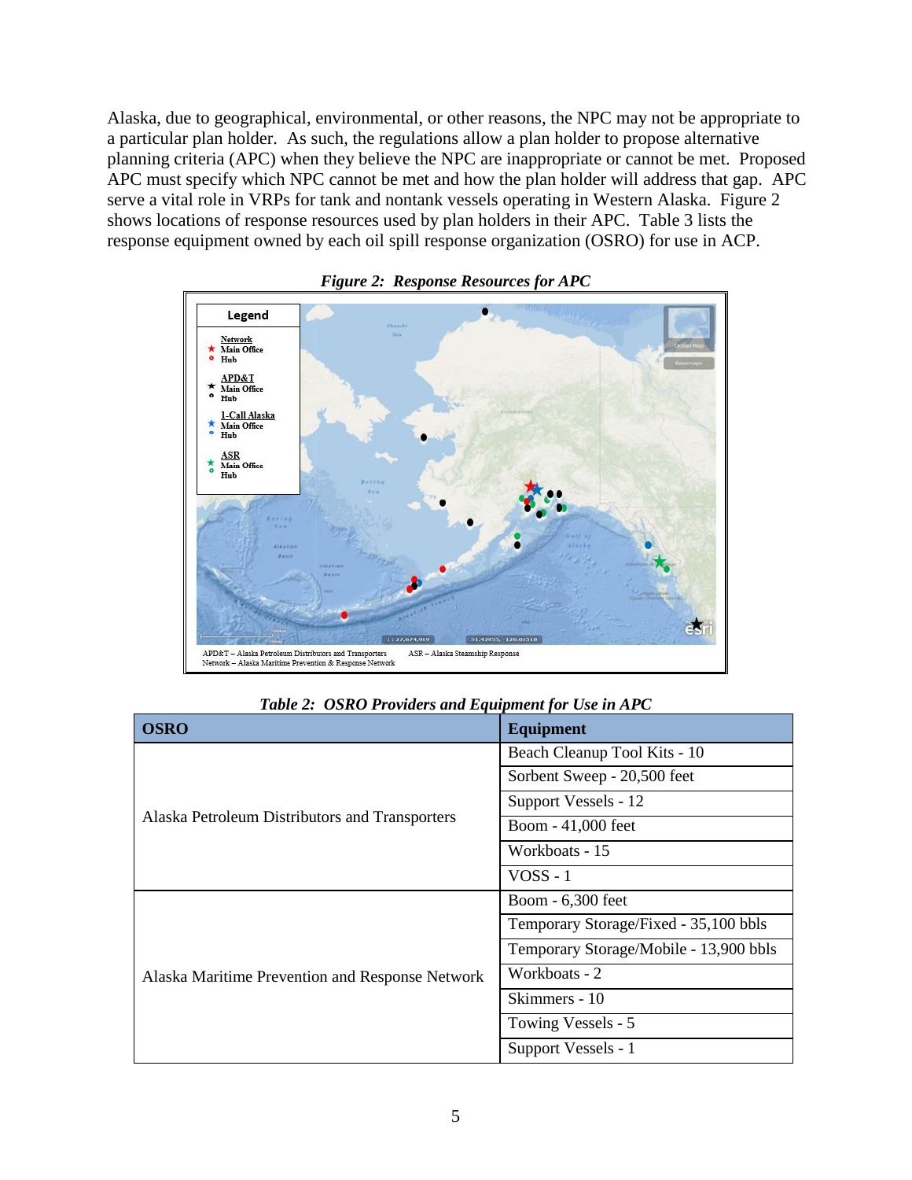Alaska, due to geographical, environmental, or other reasons, the NPC may not be appropriate to a particular plan holder. As such, the regulations allow a plan holder to propose alternative planning criteria (APC) when they believe the NPC are inappropriate or cannot be met. Proposed APC must specify which NPC cannot be met and how the plan holder will address that gap. APC serve a vital role in VRPs for tank and nontank vessels operating in Western Alaska. Figure 2 shows locations of response resources used by plan holders in their APC. Table 3 lists the response equipment owned by each oil spill response organization (OSRO) for use in ACP.

***Figure 2: Response Resources for APC***

Legend

Network
Main Office
Hub

APD&T
Main Office
Hub

1-Call Alaska
Main Office
Hub

ASR
Main Office
Hub

APD&T – Alaska Petroleum Distributors and Transporters
Network – Alaska Maritime Prevention & Response Network
ASR – Alaska Steamship Response

***Table 2: OSRO Providers and Equipment for Use in APC***

| OSRO | Equipment |
|---|---|
| Alaska Petroleum Distributors and Transporters | Beach Cleanup Tool Kits - 10 |
| | Sorbent Sweep - 20,500 feet |
| | Support Vessels - 12 |
| | Boom - 41,000 feet |
| | Workboats - 15 |
| | VOSS - 1 |
| Alaska Maritime Prevention and Response Network | Boom - 6,300 feet |
| | Temporary Storage/Fixed - 35,100 bbls |
| | Temporary Storage/Mobile - 13,900 bbls |
| | Workboats - 2 |
| | Skimmers - 10 |
| | Towing Vessels - 5 |
| | Support Vessels - 1 |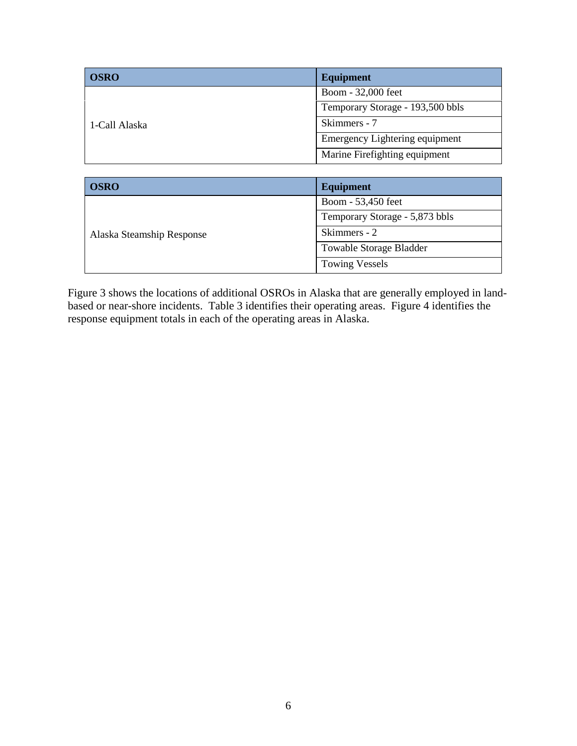| OSRO | Equipment |
|---|---|
| 1-Call Alaska | Boom - 32,000 feet |
| | Temporary Storage - 193,500 bbls |
| | Skimmers - 7 |
| | Emergency Lightering equipment |
| | Marine Firefighting equipment |

| OSRO | Equipment |
|---|---|
| Alaska Steamship Response | Boom - 53,450 feet |
| | Temporary Storage - 5,873 bbls |
| | Skimmers - 2 |
| | Towable Storage Bladder |
| | Towing Vessels |

Figure 3 shows the locations of additional OSROs in Alaska that are generally employed in land-based or near-shore incidents. Table 3 identifies their operating areas. Figure 4 identifies the response equipment totals in each of the operating areas in Alaska.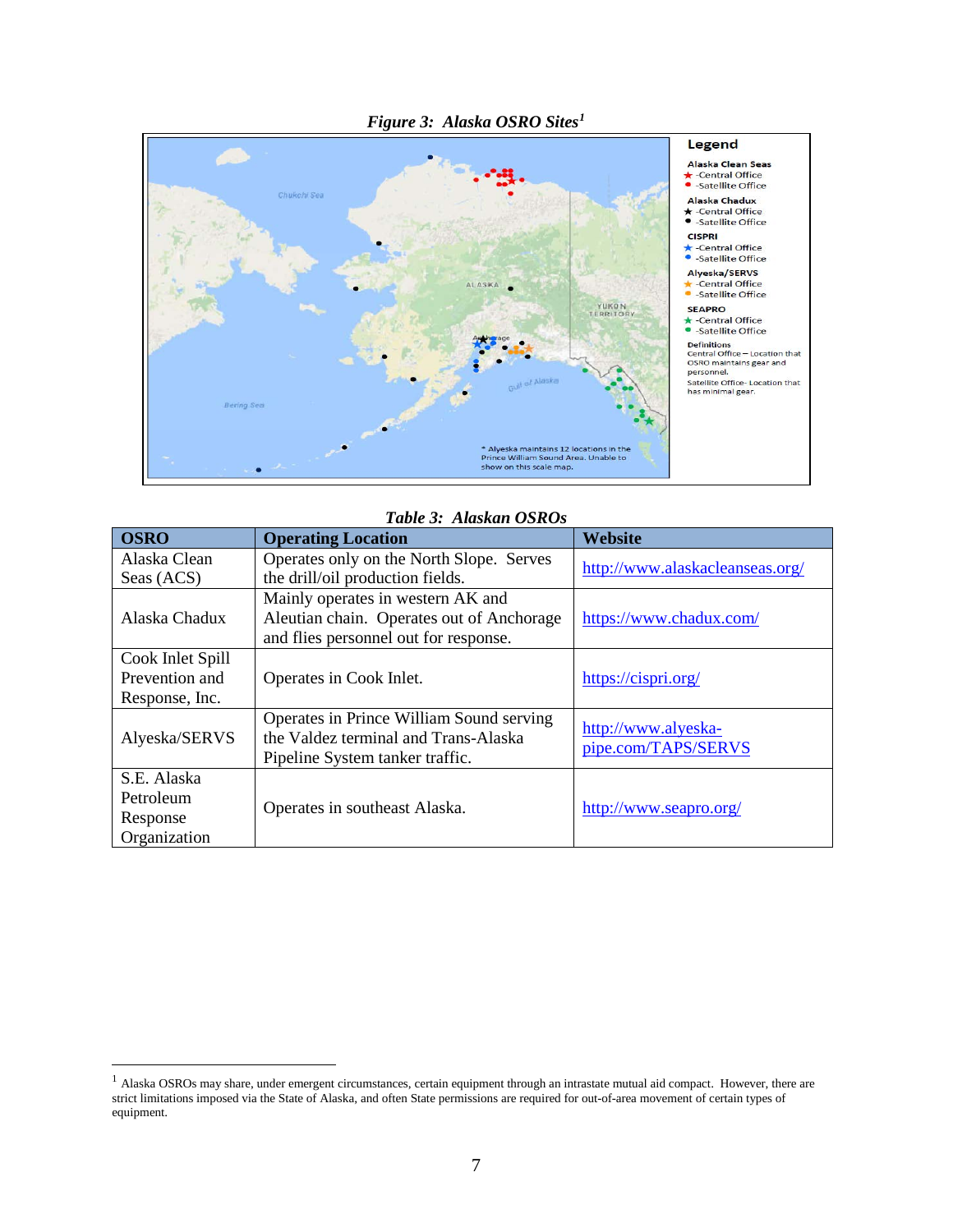*Figure 3: Alaska OSRO Sites*[1]

Legend

Alaska Clean Seas
-Central Office
-Satellite Office

Alaska Chadux
-Central Office
-Satellite Office

CISPRI
-Central Office
-Satellite Office

Alyeska/SERVS
-Central Office
-Satellite Office

SEAPRO
-Central Office
-Satellite Office

Definitions
Central Office – Location that OSRO maintains gear and personnel.
Satellite Office- Location that has minimal gear.

Chukchi Sea

ALASKA

YUKON TERRITORY

Anchorage

Gulf of Alaska

Bering Sea

* Alyeska maintains 12 locations in the Prince William Sound Area. Unable to show on this scale map.

*Table 3: Alaskan OSROs*

| OSRO | Operating Location | Website |
|---|---|---|
| Alaska Clean Seas (ACS) | Operates only on the North Slope. Serves the drill/oil production fields. | http://www.alaskacleanseas.org/ |
| Alaska Chadux | Mainly operates in western AK and Aleutian chain. Operates out of Anchorage and flies personnel out for response. | https://www.chadux.com/ |
| Cook Inlet Spill Prevention and Response, Inc. | Operates in Cook Inlet. | https://cispri.org/ |
| Alyeska/SERVS | Operates in Prince William Sound serving the Valdez terminal and Trans-Alaska Pipeline System tanker traffic. | http://www.alyeska-pipe.com/TAPS/SERVS |
| S.E. Alaska Petroleum Response Organization | Operates in southeast Alaska. | http://www.seapro.org/ |

[1] Alaska OSROs may share, under emergent circumstances, certain equipment through an intrastate mutual aid compact. However, there are strict limitations imposed via the State of Alaska, and often State permissions are required for out-of-area movement of certain types of equipment.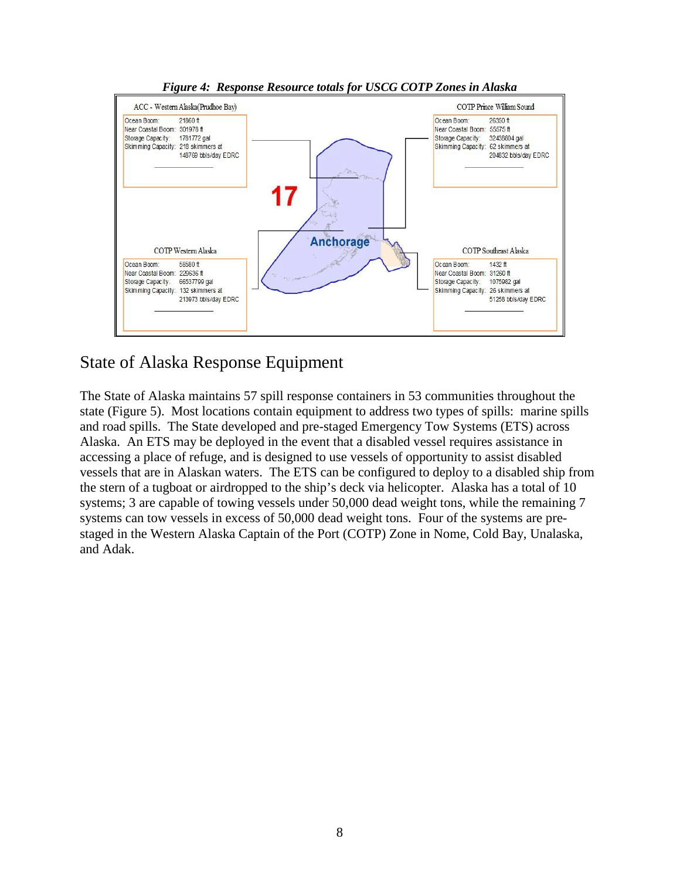*Figure 4: Response Resource totals for USCG COTP Zones in Alaska*

ACC - Western Alaska(Prudhoe Bay)

Ocean Boom: 21860 ft
Near Coastal Boom: 301978 ft
Storage Capacity: 1781772 gal
Skimming Capacity: 218 skimmers at
148769 bbls/day EDRC

COTP Prince William Sound

Ocean Boom: 26350 ft
Near Coastal Boom: 55575 ft
Storage Capacity: 32438804 gal
Skimming Capacity: 62 skimmers at
204832 bbls/day EDRC

17

Anchorage

COTP Western Alaska

Ocean Boom: 58580 ft
Near Coastal Boom: 229636 ft
Storage Capacity: 66537799 gal
Skimming Capacity: 132 skimmers at
213973 bbls/day EDRC

COTP Southeast Alaska

Ocean Boom: 1432 ft
Near Coastal Boom: 31260 ft
Storage Capacity: 1075982 gal
Skimming Capacity: 26 skimmers at
51258 bbls/day EDRC

## State of Alaska Response Equipment

The State of Alaska maintains 57 spill response containers in 53 communities throughout the state (Figure 5). Most locations contain equipment to address two types of spills: marine spills and road spills. The State developed and pre-staged Emergency Tow Systems (ETS) across Alaska. An ETS may be deployed in the event that a disabled vessel requires assistance in accessing a place of refuge, and is designed to use vessels of opportunity to assist disabled vessels that are in Alaskan waters. The ETS can be configured to deploy to a disabled ship from the stern of a tugboat or airdropped to the ship's deck via helicopter. Alaska has a total of 10 systems; 3 are capable of towing vessels under 50,000 dead weight tons, while the remaining 7 systems can tow vessels in excess of 50,000 dead weight tons. Four of the systems are pre-staged in the Western Alaska Captain of the Port (COTP) Zone in Nome, Cold Bay, Unalaska, and Adak.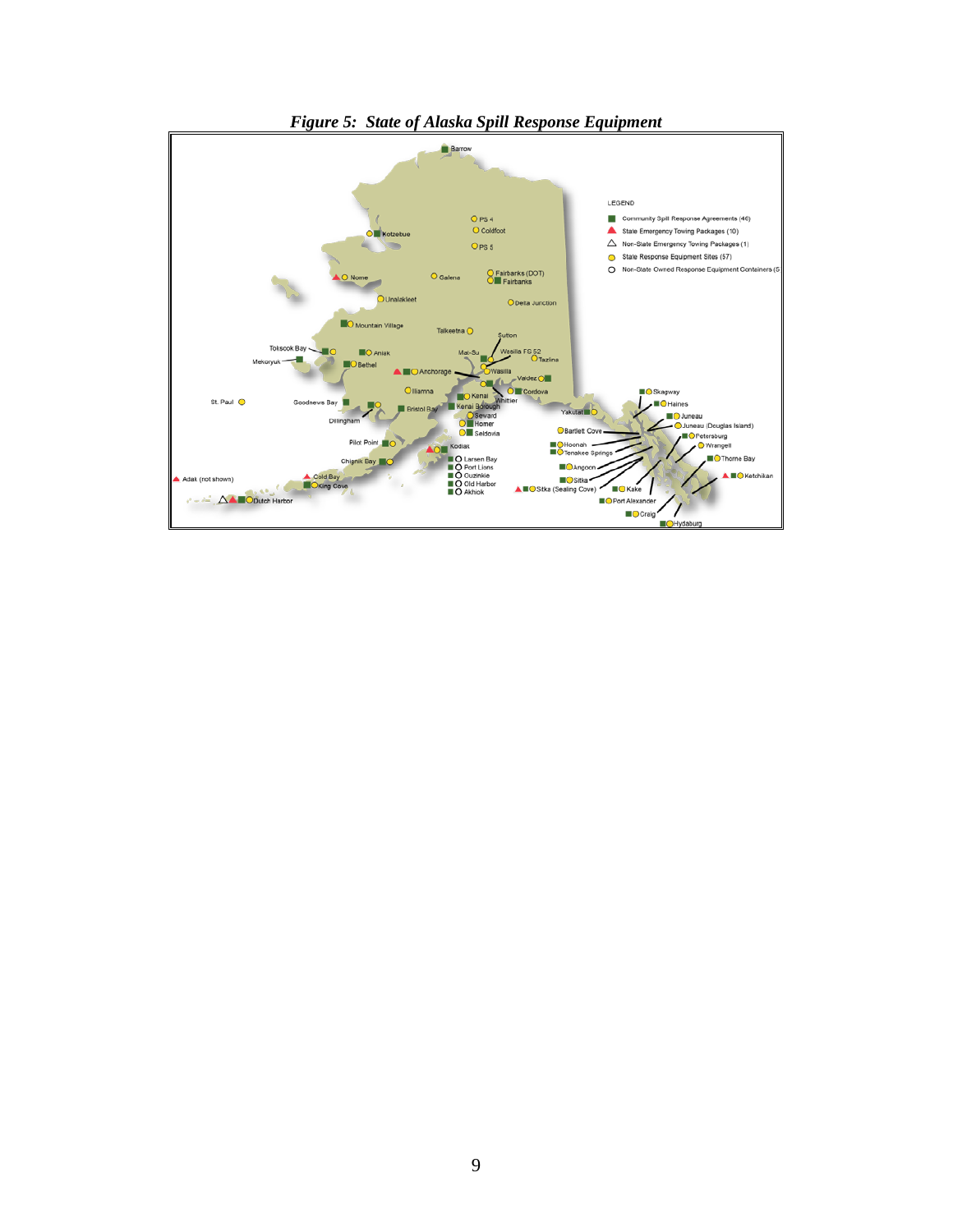***Figure 5: State of Alaska Spill Response Equipment***

LEGEND

Community Spill Response Agreements (46)

State Emergency Towing Packages (10)

Non-State Emergency Towing Packages (1)

State Response Equipment Sites (57)

Non-State Owned Response Equipment Containers (5

Barrow

Kotzebue

PS 4

Coldfoot

PS 5

Nome

Galena

Fairbanks (DOT)

Fairbanks

Unalakleet

Delta Junction

Mountain Village

Talkeetna

Sutton

Tokscok Bay

Mekoryuk

Aniak

Bethel

Mat-Su

Wasilla FS 52

Tazlina

Wasilla

Anchorage

Valdez

Whittier

Cordova

Iliamna

Kenai

Kenai Borough

Seward

Homer

Seldovia

St. Paul

Goodnews Bay

Dillingham

Bristol Bay

Yakutat

Skagway

Haines

Juneau

Juneau (Douglas Island)

Bartlett Cove

Petersburg

Wrangell

Thorne Bay

Ketchikan

Hoonah

Tenakee Springs

Angoon

Sitka

Sitka (Sealing Cove)

Kake

Port Alexander

Craig

Hydaburg

Pilot Point

Kodiak

Chignik Bay

Larsen Bay

Port Lions

Ouzinkie

Old Harbor

Akhiok

Adak (not shown)

Cold Bay

King Cove

Dutch Harbor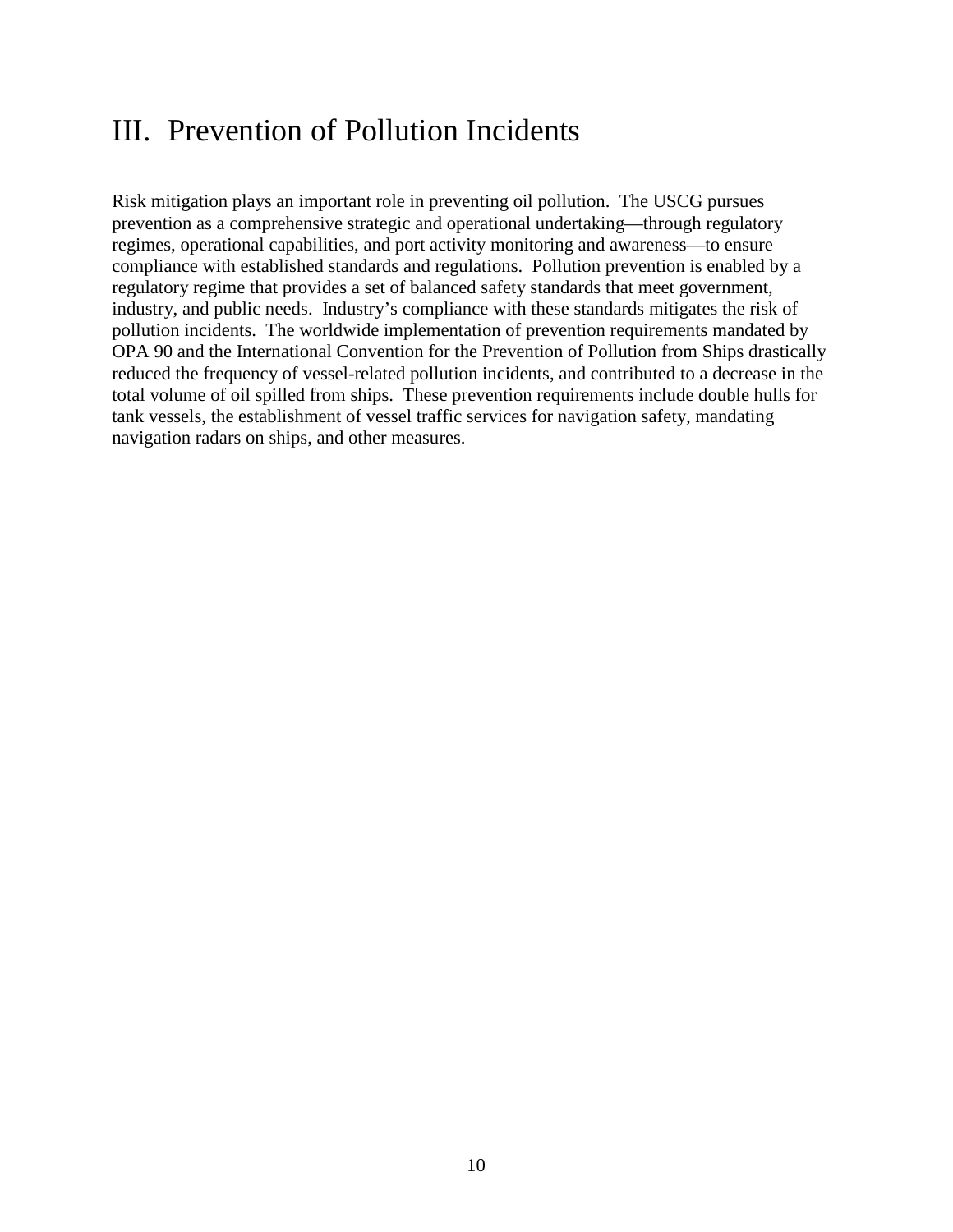# III. Prevention of Pollution Incidents

Risk mitigation plays an important role in preventing oil pollution. The USCG pursues prevention as a comprehensive strategic and operational undertaking—through regulatory regimes, operational capabilities, and port activity monitoring and awareness—to ensure compliance with established standards and regulations. Pollution prevention is enabled by a regulatory regime that provides a set of balanced safety standards that meet government, industry, and public needs. Industry's compliance with these standards mitigates the risk of pollution incidents. The worldwide implementation of prevention requirements mandated by OPA 90 and the International Convention for the Prevention of Pollution from Ships drastically reduced the frequency of vessel-related pollution incidents, and contributed to a decrease in the total volume of oil spilled from ships. These prevention requirements include double hulls for tank vessels, the establishment of vessel traffic services for navigation safety, mandating navigation radars on ships, and other measures.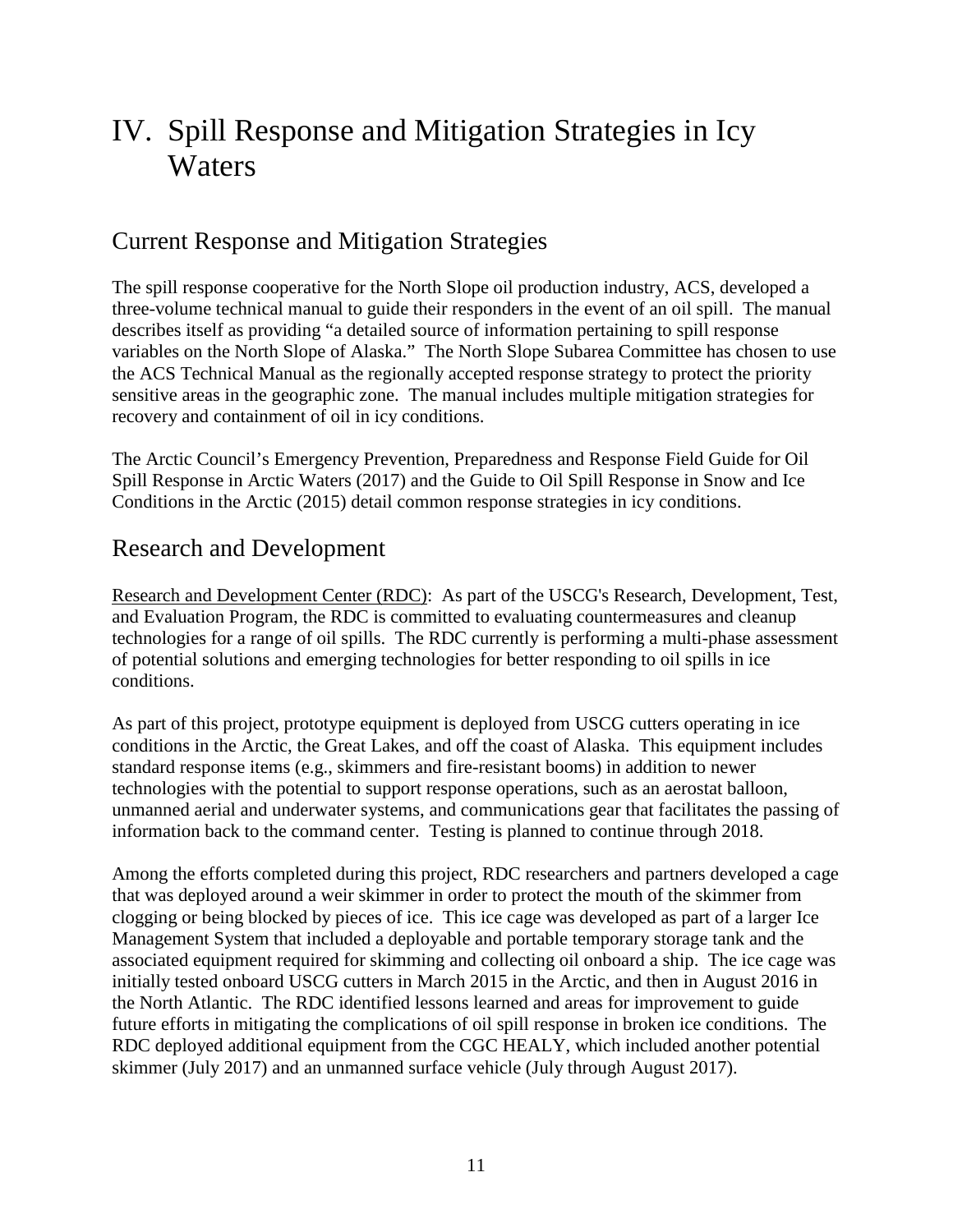# IV. Spill Response and Mitigation Strategies in Icy Waters

## Current Response and Mitigation Strategies

The spill response cooperative for the North Slope oil production industry, ACS, developed a three-volume technical manual to guide their responders in the event of an oil spill. The manual describes itself as providing “a detailed source of information pertaining to spill response variables on the North Slope of Alaska.” The North Slope Subarea Committee has chosen to use the ACS Technical Manual as the regionally accepted response strategy to protect the priority sensitive areas in the geographic zone. The manual includes multiple mitigation strategies for recovery and containment of oil in icy conditions.

The Arctic Council’s Emergency Prevention, Preparedness and Response Field Guide for Oil Spill Response in Arctic Waters (2017) and the Guide to Oil Spill Response in Snow and Ice Conditions in the Arctic (2015) detail common response strategies in icy conditions.

## Research and Development

Research and Development Center (RDC): As part of the USCG's Research, Development, Test, and Evaluation Program, the RDC is committed to evaluating countermeasures and cleanup technologies for a range of oil spills. The RDC currently is performing a multi-phase assessment of potential solutions and emerging technologies for better responding to oil spills in ice conditions.

As part of this project, prototype equipment is deployed from USCG cutters operating in ice conditions in the Arctic, the Great Lakes, and off the coast of Alaska. This equipment includes standard response items (e.g., skimmers and fire-resistant booms) in addition to newer technologies with the potential to support response operations, such as an aerostat balloon, unmanned aerial and underwater systems, and communications gear that facilitates the passing of information back to the command center. Testing is planned to continue through 2018.

Among the efforts completed during this project, RDC researchers and partners developed a cage that was deployed around a weir skimmer in order to protect the mouth of the skimmer from clogging or being blocked by pieces of ice. This ice cage was developed as part of a larger Ice Management System that included a deployable and portable temporary storage tank and the associated equipment required for skimming and collecting oil onboard a ship. The ice cage was initially tested onboard USCG cutters in March 2015 in the Arctic, and then in August 2016 in the North Atlantic. The RDC identified lessons learned and areas for improvement to guide future efforts in mitigating the complications of oil spill response in broken ice conditions. The RDC deployed additional equipment from the CGC HEALY, which included another potential skimmer (July 2017) and an unmanned surface vehicle (July through August 2017).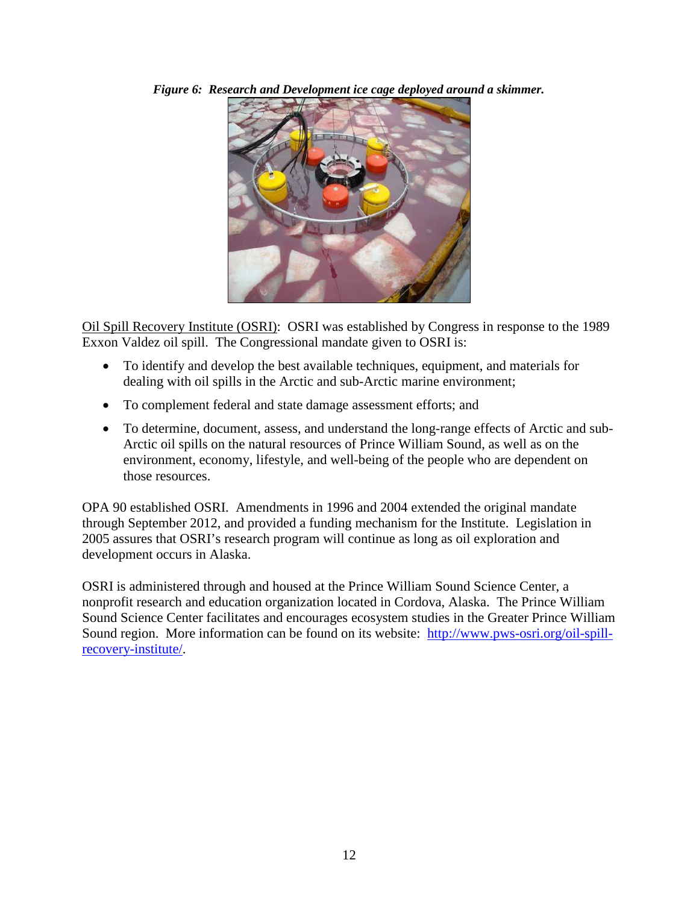*Figure 6: Research and Development ice cage deployed around a skimmer.*

Oil Spill Recovery Institute (OSRI): OSRI was established by Congress in response to the 1989 Exxon Valdez oil spill. The Congressional mandate given to OSRI is:

- To identify and develop the best available techniques, equipment, and materials for dealing with oil spills in the Arctic and sub-Arctic marine environment;
- To complement federal and state damage assessment efforts; and
- To determine, document, assess, and understand the long-range effects of Arctic and sub-Arctic oil spills on the natural resources of Prince William Sound, as well as on the environment, economy, lifestyle, and well-being of the people who are dependent on those resources.

OPA 90 established OSRI. Amendments in 1996 and 2004 extended the original mandate through September 2012, and provided a funding mechanism for the Institute. Legislation in 2005 assures that OSRI's research program will continue as long as oil exploration and development occurs in Alaska.

OSRI is administered through and housed at the Prince William Sound Science Center, a nonprofit research and education organization located in Cordova, Alaska. The Prince William Sound Science Center facilitates and encourages ecosystem studies in the Greater Prince William Sound region. More information can be found on its website: http://www.pws-osri.org/oil-spill-recovery-institute/.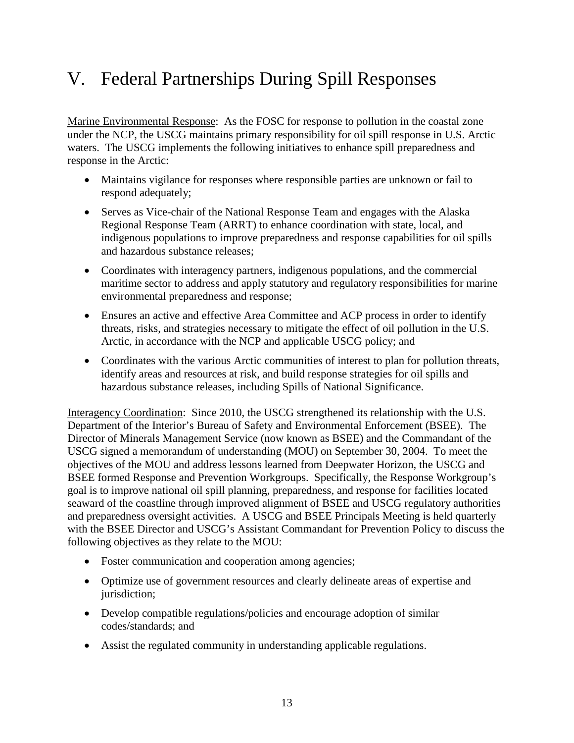# V. Federal Partnerships During Spill Responses

Marine Environmental Response: As the FOSC for response to pollution in the coastal zone under the NCP, the USCG maintains primary responsibility for oil spill response in U.S. Arctic waters. The USCG implements the following initiatives to enhance spill preparedness and response in the Arctic:

- Maintains vigilance for responses where responsible parties are unknown or fail to respond adequately;
- Serves as Vice-chair of the National Response Team and engages with the Alaska Regional Response Team (ARRT) to enhance coordination with state, local, and indigenous populations to improve preparedness and response capabilities for oil spills and hazardous substance releases;
- Coordinates with interagency partners, indigenous populations, and the commercial maritime sector to address and apply statutory and regulatory responsibilities for marine environmental preparedness and response;
- Ensures an active and effective Area Committee and ACP process in order to identify threats, risks, and strategies necessary to mitigate the effect of oil pollution in the U.S. Arctic, in accordance with the NCP and applicable USCG policy; and
- Coordinates with the various Arctic communities of interest to plan for pollution threats, identify areas and resources at risk, and build response strategies for oil spills and hazardous substance releases, including Spills of National Significance.

Interagency Coordination: Since 2010, the USCG strengthened its relationship with the U.S. Department of the Interior's Bureau of Safety and Environmental Enforcement (BSEE). The Director of Minerals Management Service (now known as BSEE) and the Commandant of the USCG signed a memorandum of understanding (MOU) on September 30, 2004. To meet the objectives of the MOU and address lessons learned from Deepwater Horizon, the USCG and BSEE formed Response and Prevention Workgroups. Specifically, the Response Workgroup's goal is to improve national oil spill planning, preparedness, and response for facilities located seaward of the coastline through improved alignment of BSEE and USCG regulatory authorities and preparedness oversight activities. A USCG and BSEE Principals Meeting is held quarterly with the BSEE Director and USCG's Assistant Commandant for Prevention Policy to discuss the following objectives as they relate to the MOU:

- Foster communication and cooperation among agencies;
- Optimize use of government resources and clearly delineate areas of expertise and jurisdiction;
- Develop compatible regulations/policies and encourage adoption of similar codes/standards; and
- Assist the regulated community in understanding applicable regulations.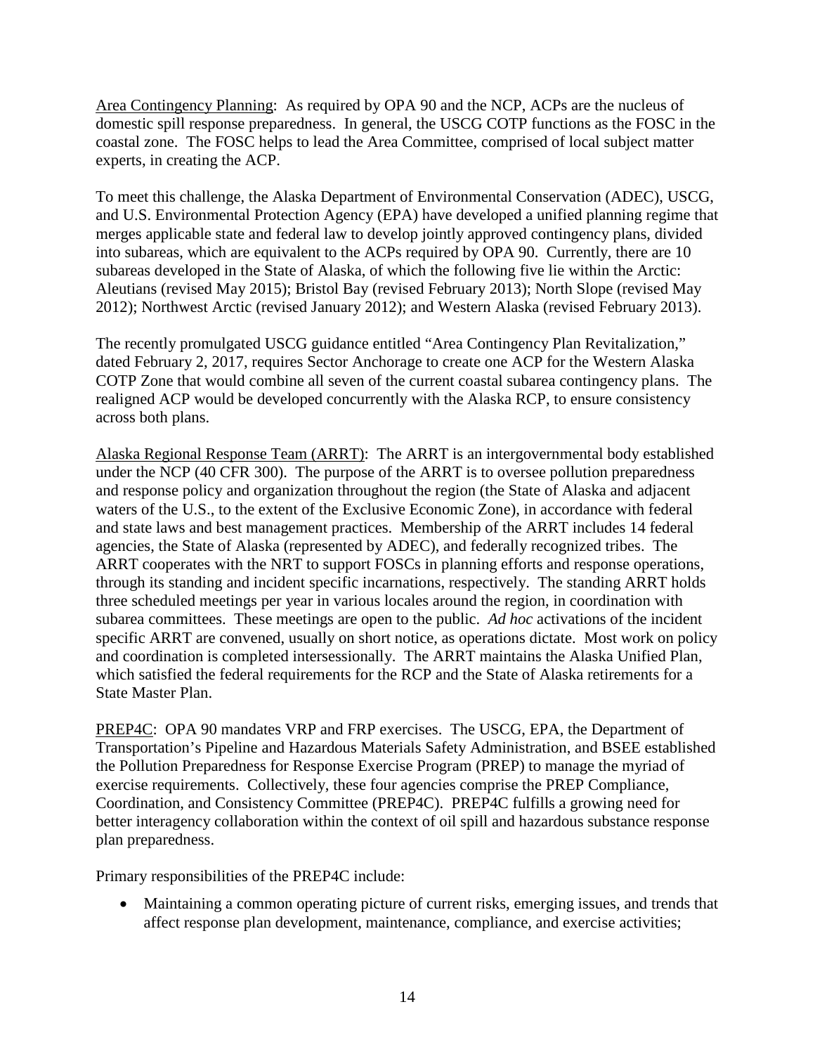Area Contingency Planning: As required by OPA 90 and the NCP, ACPs are the nucleus of domestic spill response preparedness. In general, the USCG COTP functions as the FOSC in the coastal zone. The FOSC helps to lead the Area Committee, comprised of local subject matter experts, in creating the ACP.

To meet this challenge, the Alaska Department of Environmental Conservation (ADEC), USCG, and U.S. Environmental Protection Agency (EPA) have developed a unified planning regime that merges applicable state and federal law to develop jointly approved contingency plans, divided into subareas, which are equivalent to the ACPs required by OPA 90. Currently, there are 10 subareas developed in the State of Alaska, of which the following five lie within the Arctic: Aleutians (revised May 2015); Bristol Bay (revised February 2013); North Slope (revised May 2012); Northwest Arctic (revised January 2012); and Western Alaska (revised February 2013).

The recently promulgated USCG guidance entitled "Area Contingency Plan Revitalization," dated February 2, 2017, requires Sector Anchorage to create one ACP for the Western Alaska COTP Zone that would combine all seven of the current coastal subarea contingency plans. The realigned ACP would be developed concurrently with the Alaska RCP, to ensure consistency across both plans.

Alaska Regional Response Team (ARRT): The ARRT is an intergovernmental body established under the NCP (40 CFR 300). The purpose of the ARRT is to oversee pollution preparedness and response policy and organization throughout the region (the State of Alaska and adjacent waters of the U.S., to the extent of the Exclusive Economic Zone), in accordance with federal and state laws and best management practices. Membership of the ARRT includes 14 federal agencies, the State of Alaska (represented by ADEC), and federally recognized tribes. The ARRT cooperates with the NRT to support FOSCs in planning efforts and response operations, through its standing and incident specific incarnations, respectively. The standing ARRT holds three scheduled meetings per year in various locales around the region, in coordination with subarea committees. These meetings are open to the public. *Ad hoc* activations of the incident specific ARRT are convened, usually on short notice, as operations dictate. Most work on policy and coordination is completed intersessionally. The ARRT maintains the Alaska Unified Plan, which satisfied the federal requirements for the RCP and the State of Alaska retirements for a State Master Plan.

PREP4C: OPA 90 mandates VRP and FRP exercises. The USCG, EPA, the Department of Transportation's Pipeline and Hazardous Materials Safety Administration, and BSEE established the Pollution Preparedness for Response Exercise Program (PREP) to manage the myriad of exercise requirements. Collectively, these four agencies comprise the PREP Compliance, Coordination, and Consistency Committee (PREP4C). PREP4C fulfills a growing need for better interagency collaboration within the context of oil spill and hazardous substance response plan preparedness.

Primary responsibilities of the PREP4C include:

- Maintaining a common operating picture of current risks, emerging issues, and trends that affect response plan development, maintenance, compliance, and exercise activities;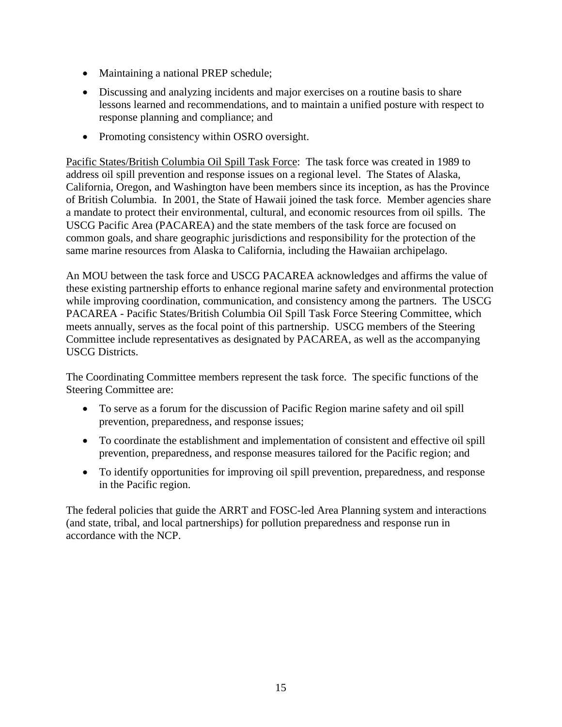- Maintaining a national PREP schedule;
- Discussing and analyzing incidents and major exercises on a routine basis to share lessons learned and recommendations, and to maintain a unified posture with respect to response planning and compliance; and
- Promoting consistency within OSRO oversight.

<u>Pacific States/British Columbia Oil Spill Task Force</u>: The task force was created in 1989 to address oil spill prevention and response issues on a regional level. The States of Alaska, California, Oregon, and Washington have been members since its inception, as has the Province of British Columbia. In 2001, the State of Hawaii joined the task force. Member agencies share a mandate to protect their environmental, cultural, and economic resources from oil spills. The USCG Pacific Area (PACAREA) and the state members of the task force are focused on common goals, and share geographic jurisdictions and responsibility for the protection of the same marine resources from Alaska to California, including the Hawaiian archipelago.

An MOU between the task force and USCG PACAREA acknowledges and affirms the value of these existing partnership efforts to enhance regional marine safety and environmental protection while improving coordination, communication, and consistency among the partners. The USCG PACAREA - Pacific States/British Columbia Oil Spill Task Force Steering Committee, which meets annually, serves as the focal point of this partnership. USCG members of the Steering Committee include representatives as designated by PACAREA, as well as the accompanying USCG Districts.

The Coordinating Committee members represent the task force. The specific functions of the Steering Committee are:

- To serve as a forum for the discussion of Pacific Region marine safety and oil spill prevention, preparedness, and response issues;
- To coordinate the establishment and implementation of consistent and effective oil spill prevention, preparedness, and response measures tailored for the Pacific region; and
- To identify opportunities for improving oil spill prevention, preparedness, and response in the Pacific region.

The federal policies that guide the ARRT and FOSC-led Area Planning system and interactions (and state, tribal, and local partnerships) for pollution preparedness and response run in accordance with the NCP.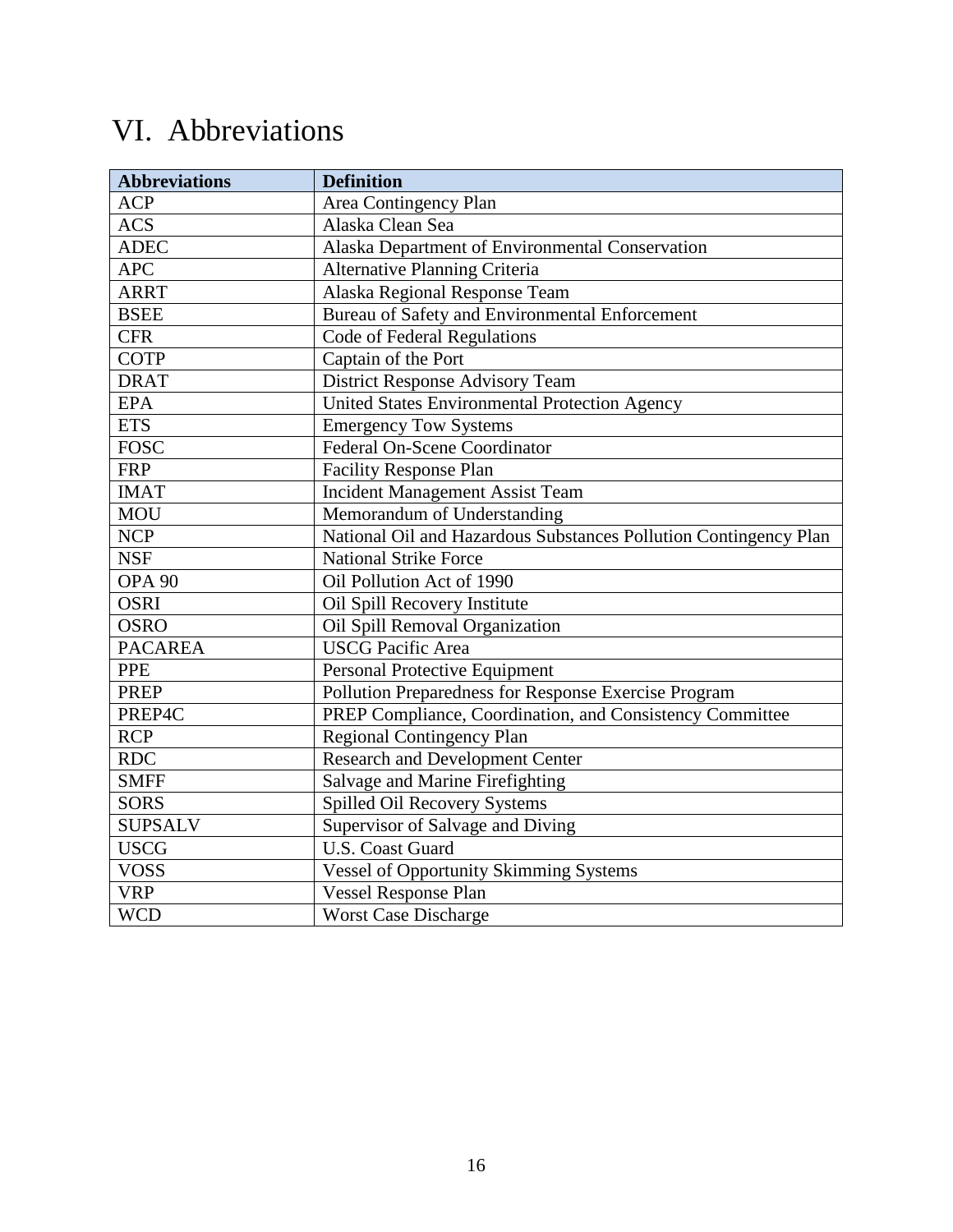# VI. Abbreviations

| Abbreviations | Definition |
|---|---|
| ACP | Area Contingency Plan |
| ACS | Alaska Clean Sea |
| ADEC | Alaska Department of Environmental Conservation |
| APC | Alternative Planning Criteria |
| ARRT | Alaska Regional Response Team |
| BSEE | Bureau of Safety and Environmental Enforcement |
| CFR | Code of Federal Regulations |
| COTP | Captain of the Port |
| DRAT | District Response Advisory Team |
| EPA | United States Environmental Protection Agency |
| ETS | Emergency Tow Systems |
| FOSC | Federal On-Scene Coordinator |
| FRP | Facility Response Plan |
| IMAT | Incident Management Assist Team |
| MOU | Memorandum of Understanding |
| NCP | National Oil and Hazardous Substances Pollution Contingency Plan |
| NSF | National Strike Force |
| OPA 90 | Oil Pollution Act of 1990 |
| OSRI | Oil Spill Recovery Institute |
| OSRO | Oil Spill Removal Organization |
| PACAREA | USCG Pacific Area |
| PPE | Personal Protective Equipment |
| PREP | Pollution Preparedness for Response Exercise Program |
| PREP4C | PREP Compliance, Coordination, and Consistency Committee |
| RCP | Regional Contingency Plan |
| RDC | Research and Development Center |
| SMFF | Salvage and Marine Firefighting |
| SORS | Spilled Oil Recovery Systems |
| SUPSALV | Supervisor of Salvage and Diving |
| USCG | U.S. Coast Guard |
| VOSS | Vessel of Opportunity Skimming Systems |
| VRP | Vessel Response Plan |
| WCD | Worst Case Discharge |